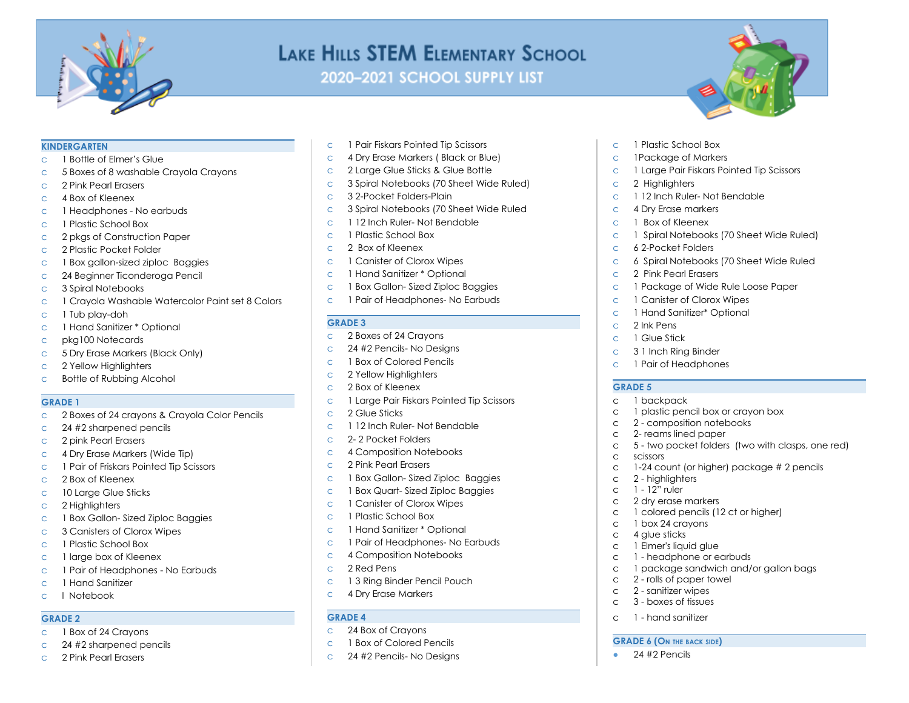# Lake Hills STEM Elementary School

## 2020–2021 SCHOOL SUPPLY LIST

### KINDERGARTEN

- 1 Bottle of Elmer's Glue
- 5 Boxes of 8 washable Crayola Crayons
- 2 Pink Pearl Erasers
- 4 Box of Kleenex
- 1 Headphones - No earbuds
- 1 Plastic School Box
- 2 pkgs of Construction Paper
- 2 Plastic Pocket Folder
- 1 Box gallon-sized ziploc  Baggies
- 24 Beginner Ticonderoga Pencil
- 3 Spiral Notebooks
- 1 Crayola Washable Watercolor Paint set 8 Colors
- 1 Tub play-doh
- 1 Hand Sanitizer * Optional
- pkg100 Notecards
- 5 Dry Erase Markers (Black Only)
- 2 Yellow Highlighters
- Bottle of Rubbing Alcohol

### GRADE 1

- 2 Boxes of 24 crayons & Crayola Color Pencils
- 24 #2 sharpened pencils
- 2 pink Pearl Erasers
- 4 Dry Erase Markers (Wide Tip)
- 1 Pair of Friskars Pointed Tip Scissors
- 2 Box of Kleenex
- 10 Large Glue Sticks
- 2 Highlighters
- 1 Box Gallon- Sized Ziploc Baggies
- 3 Canisters of Clorox Wipes
- 1 Plastic School Box
- 1 large box of Kleenex
- 1 Pair of Headphones - No Earbuds
- 1 Hand Sanitizer
- I Notebook

### GRADE 2

- 1 Box of 24 Crayons
- 24 #2 sharpened pencils
- 2 Pink Pearl Erasers
- 1 Pair Fiskars Pointed Tip Scissors
- 4 Dry Erase Markers ( Black or Blue)
- 2 Large Glue Sticks & Glue Bottle
- 3 Spiral Notebooks (70 Sheet Wide Ruled)
- 3 2-Pocket Folders-Plain
- 3 Spiral Notebooks (70 Sheet Wide Ruled
- 1 12 Inch Ruler- Not Bendable
- 1 Plastic School Box
- 2  Box of Kleenex
- 1 Canister of Clorox Wipes
- 1 Hand Sanitizer * Optional
- 1 Box Gallon- Sized Ziploc Baggies
- 1 Pair of Headphones- No Earbuds

### GRADE 3

- 2 Boxes of 24 Crayons
- 24 #2 Pencils- No Designs
- 1 Box of Colored Pencils
- 2 Yellow Highlighters
- 2 Box of Kleenex
- 1 Large Pair Fiskars Pointed Tip Scissors
- 2 Glue Sticks
- 1 12 Inch Ruler- Not Bendable
- 2- 2 Pocket Folders
- 4 Composition Notebooks
- 2 Pink Pearl Erasers
- 1 Box Gallon- Sized Ziploc  Baggies
- 1 Box Quart- Sized Ziploc Baggies
- 1 Canister of Clorox Wipes
- 1 Plastic School Box
- 1 Hand Sanitizer * Optional
- 1 Pair of Headphones- No Earbuds
- 4 Composition Notebooks
- 2 Red Pens
- 1 3 Ring Binder Pencil Pouch
- 4 Dry Erase Markers

### GRADE 4

- 24 Box of Crayons
- 1 Box of Colored Pencils
- 24 #2 Pencils- No Designs
- 1 Plastic School Box
- 1Package of Markers
- 1 Large Pair Fiskars Pointed Tip Scissors
- 2  Highlighters
- 1 12 Inch Ruler- Not Bendable
- 4 Dry Erase markers
- 1  Box of Kleenex
- 1  Spiral Notebooks (70 Sheet Wide Ruled)
- 6 2-Pocket Folders
- 6  Spiral Notebooks (70 Sheet Wide Ruled
- 2  Pink Pearl Erasers
- 1 Package of Wide Rule Loose Paper
- 1 Canister of Clorox Wipes
- 1 Hand Sanitizer* Optional
- 2 Ink Pens
- 1 Glue Stick
- 3 1 Inch Ring Binder
- 1 Pair of Headphones

### GRADE 5

- 1 backpack
- 1 plastic pencil box or crayon box
- 2 - composition notebooks
- 2- reams lined paper
- 5 - two pocket folders  (two with clasps, one red)
- scissors
- 1-24 count (or higher) package # 2 pencils
- 2 - highlighters
- 1 - 12" ruler
- 2 dry erase markers
- 1 colored pencils (12 ct or higher)
- 1 box 24 crayons
- 4 glue sticks
- 1 Elmer's liquid glue
- 1 - headphone or earbuds
- 1 package sandwich and/or gallon bags
- 2 - rolls of paper towel
- 2 - sanitizer wipes
- 3 - boxes of tissues
- 1 - hand sanitizer

### GRADE 6 (On the back side)

- 24 #2 Pencils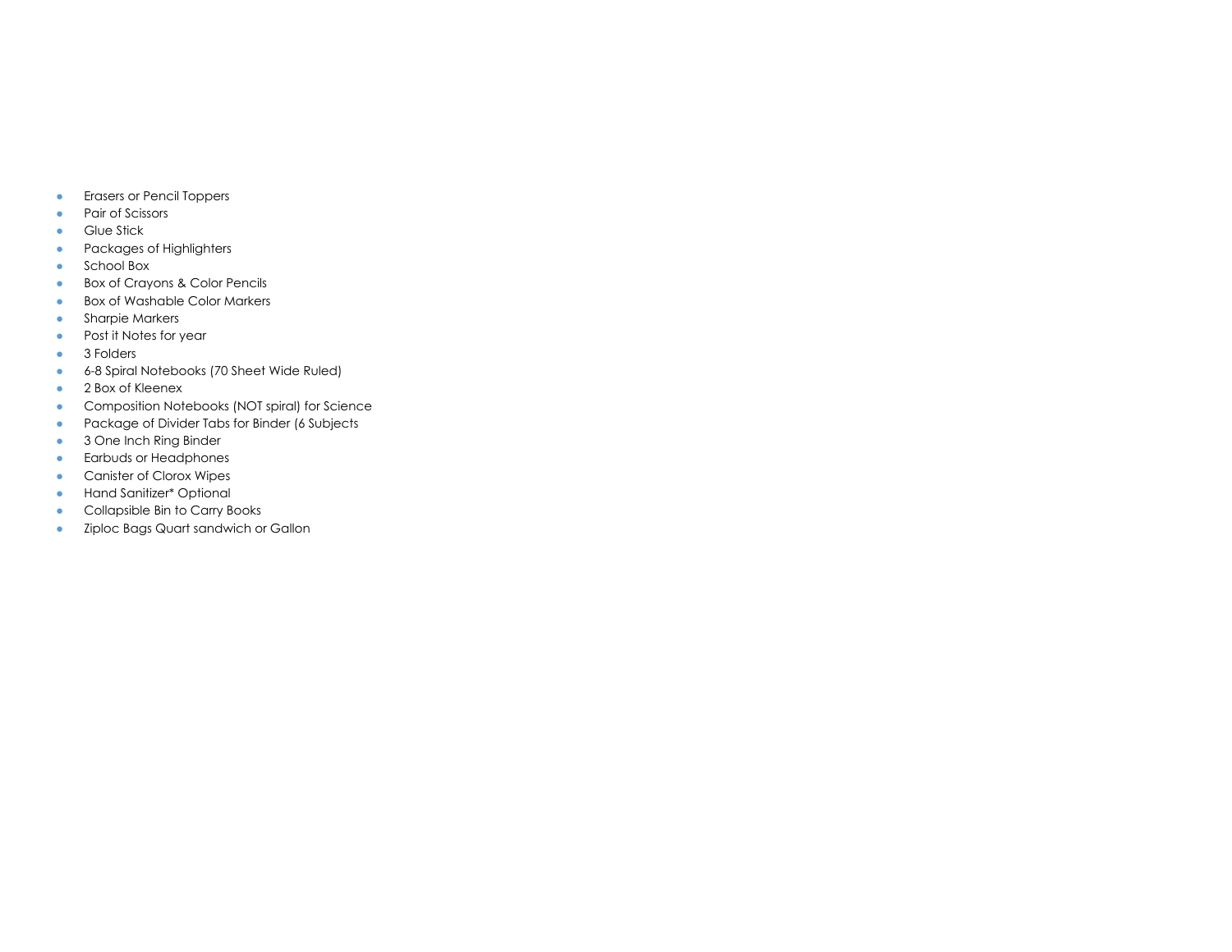- Erasers or Pencil Toppers
- Pair of Scissors
- Glue Stick
- Packages of Highlighters
- School Box
- Box of Crayons & Color Pencils
- Box of Washable Color Markers
- Sharpie Markers
- Post it Notes for year
- 3 Folders
- 6-8 Spiral Notebooks (70 Sheet Wide Ruled)
- 2 Box of Kleenex
- Composition Notebooks (NOT spiral) for Science
- Package of Divider Tabs for Binder (6 Subjects
- 3 One Inch Ring Binder
- Earbuds or Headphones
- Canister of Clorox Wipes
- Hand Sanitizer* Optional
- Collapsible Bin to Carry Books
- Ziploc Bags Quart sandwich or Gallon